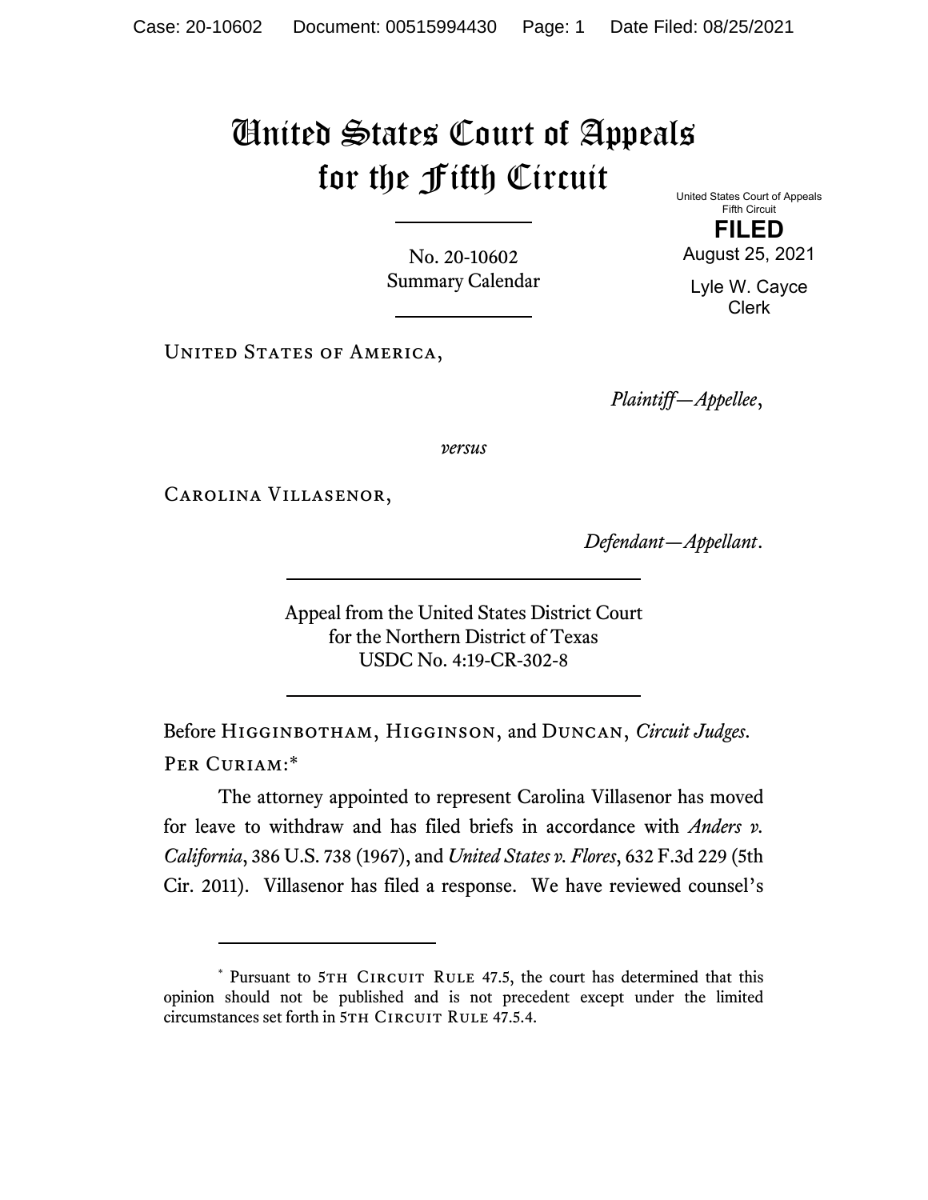# United States Court of Appeals for the Fifth Circuit

No. 20-10602
Summary Calendar

United States Court of Appeals
Fifth Circuit

**FILED**

August 25, 2021

Lyle W. Cayce
Clerk

UNITED STATES OF AMERICA,

*Plaintiff—Appellee*,

*versus*

CAROLINA VILLASENOR,

*Defendant—Appellant*.

Appeal from the United States District Court
for the Northern District of Texas
USDC No. 4:19-CR-302-8

Before HIGGINBOTHAM, HIGGINSON, and DUNCAN, *Circuit Judges*.

PER CURIAM:[*]

The attorney appointed to represent Carolina Villasenor has moved for leave to withdraw and has filed briefs in accordance with *Anders v. California*, 386 U.S. 738 (1967), and *United States v. Flores*, 632 F.3d 229 (5th Cir. 2011). Villasenor has filed a response. We have reviewed counsel's

[*] Pursuant to 5TH CIRCUIT RULE 47.5, the court has determined that this opinion should not be published and is not precedent except under the limited circumstances set forth in 5TH CIRCUIT RULE 47.5.4.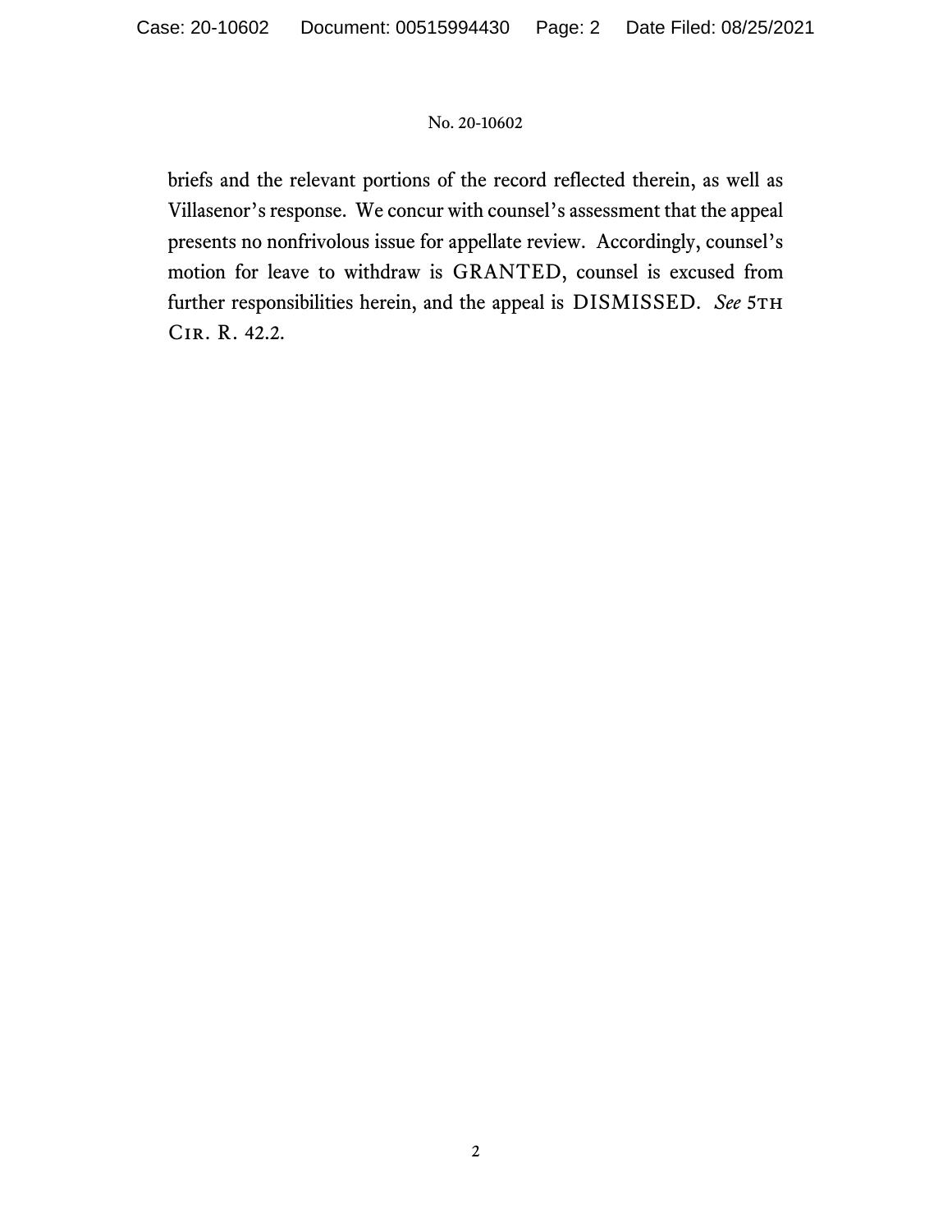briefs and the relevant portions of the record reflected therein, as well as Villasenor's response. We concur with counsel's assessment that the appeal presents no nonfrivolous issue for appellate review. Accordingly, counsel's motion for leave to withdraw is GRANTED, counsel is excused from further responsibilities herein, and the appeal is DISMISSED. *See* 5TH CIR. R. 42.2.